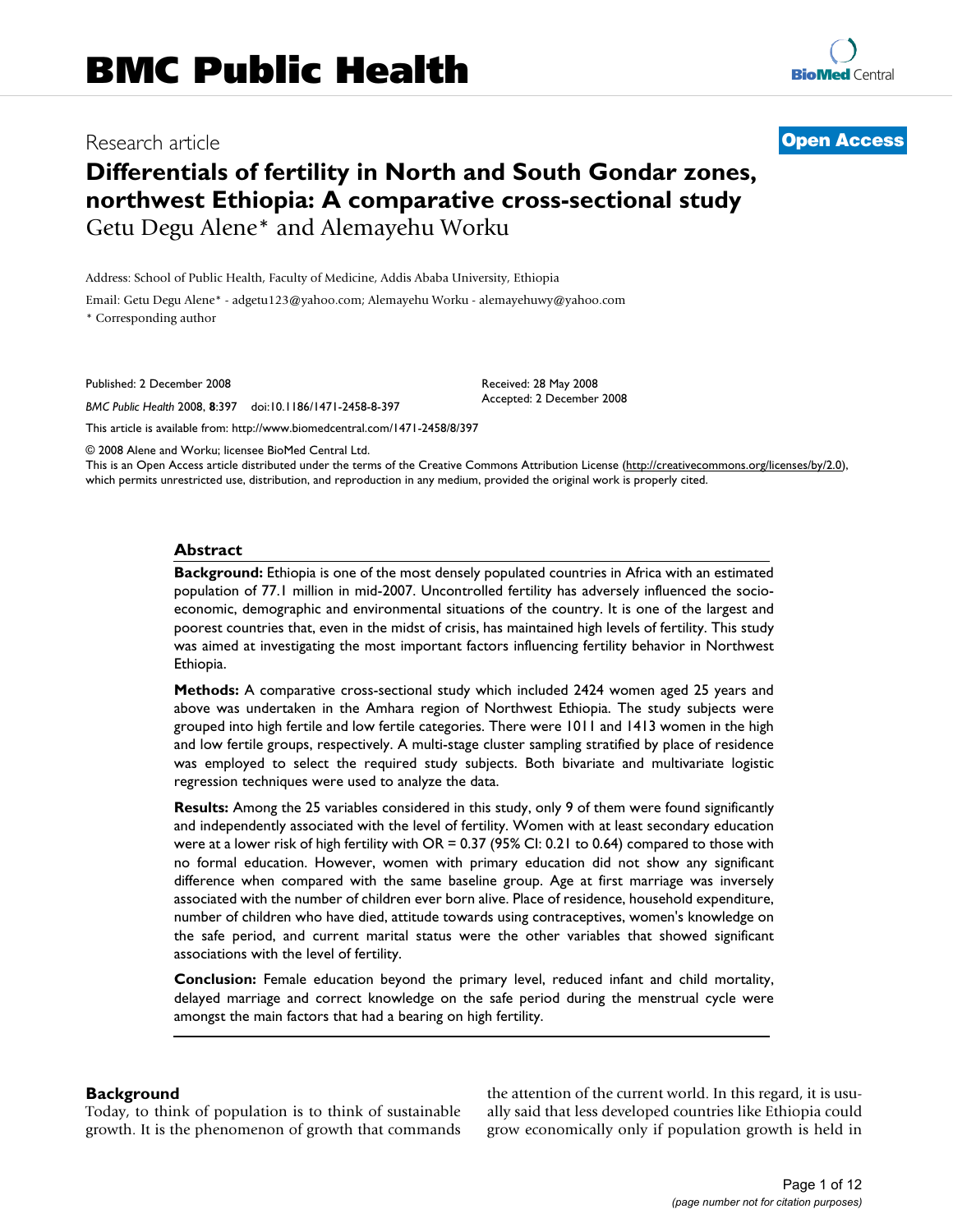# BMC Public Health

Research article

**Open Access**

# Differentials of fertility in North and South Gondar zones, northwest Ethiopia: A comparative cross-sectional study

Getu Degu Alene* and Alemayehu Worku

Address: School of Public Health, Faculty of Medicine, Addis Ababa University, Ethiopia

Email: Getu Degu Alene* - adgetu123@yahoo.com; Alemayehu Worku - alemayehuwy@yahoo.com

* Corresponding author

Published: 2 December 2008

*BMC Public Health* 2008, **8**:397 doi:10.1186/1471-2458-8-397

Received: 28 May 2008

Accepted: 2 December 2008

This article is available from: http://www.biomedcentral.com/1471-2458/8/397

© 2008 Alene and Worku; licensee BioMed Central Ltd.

This is an Open Access article distributed under the terms of the Creative Commons Attribution License (http://creativecommons.org/licenses/by/2.0), which permits unrestricted use, distribution, and reproduction in any medium, provided the original work is properly cited.

## Abstract

**Background:** Ethiopia is one of the most densely populated countries in Africa with an estimated population of 77.1 million in mid-2007. Uncontrolled fertility has adversely influenced the socio-economic, demographic and environmental situations of the country. It is one of the largest and poorest countries that, even in the midst of crisis, has maintained high levels of fertility. This study was aimed at investigating the most important factors influencing fertility behavior in Northwest Ethiopia.

**Methods:** A comparative cross-sectional study which included 2424 women aged 25 years and above was undertaken in the Amhara region of Northwest Ethiopia. The study subjects were grouped into high fertile and low fertile categories. There were 1011 and 1413 women in the high and low fertile groups, respectively. A multi-stage cluster sampling stratified by place of residence was employed to select the required study subjects. Both bivariate and multivariate logistic regression techniques were used to analyze the data.

**Results:** Among the 25 variables considered in this study, only 9 of them were found significantly and independently associated with the level of fertility. Women with at least secondary education were at a lower risk of high fertility with OR = 0.37 (95% CI: 0.21 to 0.64) compared to those with no formal education. However, women with primary education did not show any significant difference when compared with the same baseline group. Age at first marriage was inversely associated with the number of children ever born alive. Place of residence, household expenditure, number of children who have died, attitude towards using contraceptives, women's knowledge on the safe period, and current marital status were the other variables that showed significant associations with the level of fertility.

**Conclusion:** Female education beyond the primary level, reduced infant and child mortality, delayed marriage and correct knowledge on the safe period during the menstrual cycle were amongst the main factors that had a bearing on high fertility.

## Background

Today, to think of population is to think of sustainable growth. It is the phenomenon of growth that commands the attention of the current world. In this regard, it is usually said that less developed countries like Ethiopia could grow economically only if population growth is held in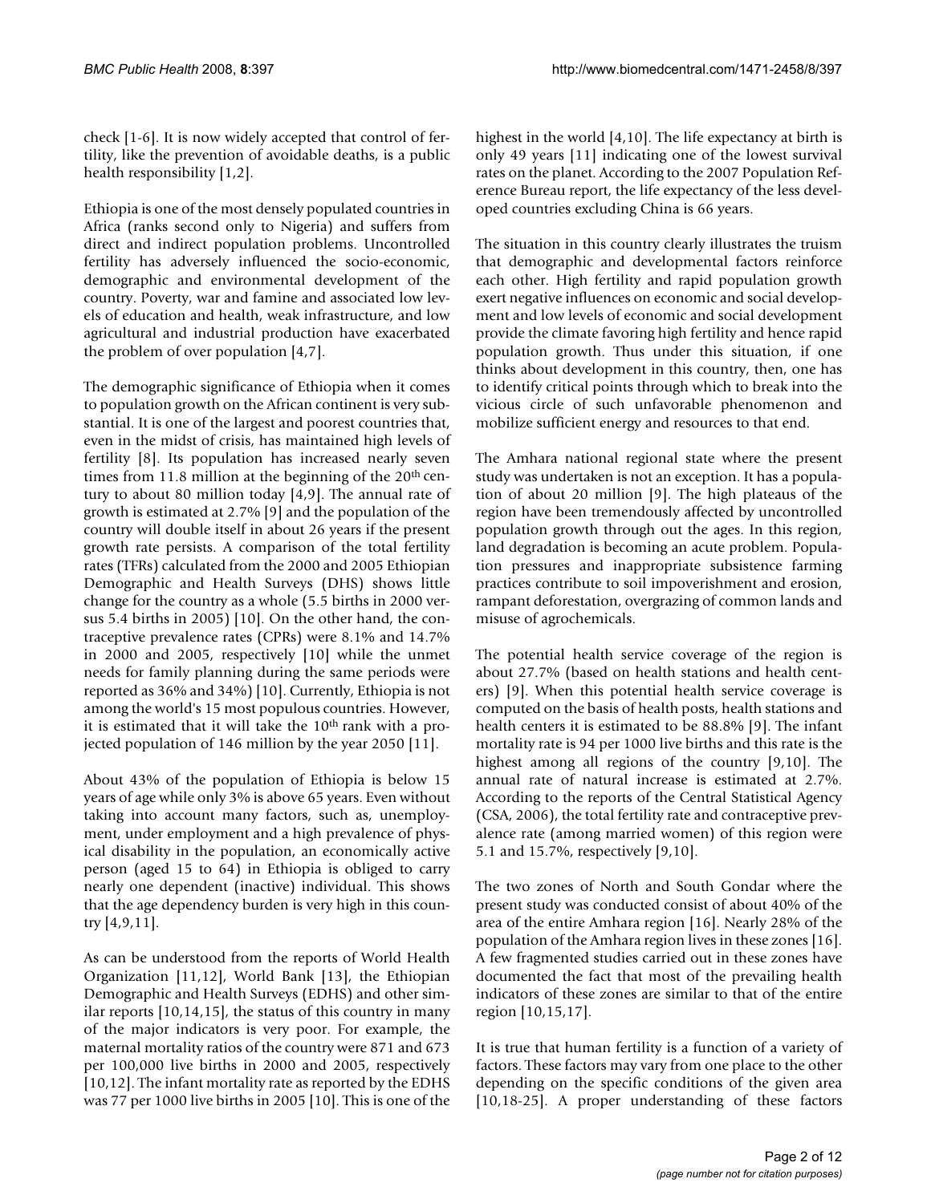check [1-6]. It is now widely accepted that control of fertility, like the prevention of avoidable deaths, is a public health responsibility [1,2].

Ethiopia is one of the most densely populated countries in Africa (ranks second only to Nigeria) and suffers from direct and indirect population problems. Uncontrolled fertility has adversely influenced the socio-economic, demographic and environmental development of the country. Poverty, war and famine and associated low levels of education and health, weak infrastructure, and low agricultural and industrial production have exacerbated the problem of over population [4,7].

The demographic significance of Ethiopia when it comes to population growth on the African continent is very substantial. It is one of the largest and poorest countries that, even in the midst of crisis, has maintained high levels of fertility [8]. Its population has increased nearly seven times from 11.8 million at the beginning of the 20th century to about 80 million today [4,9]. The annual rate of growth is estimated at 2.7% [9] and the population of the country will double itself in about 26 years if the present growth rate persists. A comparison of the total fertility rates (TFRs) calculated from the 2000 and 2005 Ethiopian Demographic and Health Surveys (DHS) shows little change for the country as a whole (5.5 births in 2000 versus 5.4 births in 2005) [10]. On the other hand, the contraceptive prevalence rates (CPRs) were 8.1% and 14.7% in 2000 and 2005, respectively [10] while the unmet needs for family planning during the same periods were reported as 36% and 34%) [10]. Currently, Ethiopia is not among the world's 15 most populous countries. However, it is estimated that it will take the 10th rank with a projected population of 146 million by the year 2050 [11].

About 43% of the population of Ethiopia is below 15 years of age while only 3% is above 65 years. Even without taking into account many factors, such as, unemployment, under employment and a high prevalence of physical disability in the population, an economically active person (aged 15 to 64) in Ethiopia is obliged to carry nearly one dependent (inactive) individual. This shows that the age dependency burden is very high in this country [4,9,11].

As can be understood from the reports of World Health Organization [11,12], World Bank [13], the Ethiopian Demographic and Health Surveys (EDHS) and other similar reports [10,14,15], the status of this country in many of the major indicators is very poor. For example, the maternal mortality ratios of the country were 871 and 673 per 100,000 live births in 2000 and 2005, respectively [10,12]. The infant mortality rate as reported by the EDHS was 77 per 1000 live births in 2005 [10]. This is one of the highest in the world [4,10]. The life expectancy at birth is only 49 years [11] indicating one of the lowest survival rates on the planet. According to the 2007 Population Reference Bureau report, the life expectancy of the less developed countries excluding China is 66 years.

The situation in this country clearly illustrates the truism that demographic and developmental factors reinforce each other. High fertility and rapid population growth exert negative influences on economic and social development and low levels of economic and social development provide the climate favoring high fertility and hence rapid population growth. Thus under this situation, if one thinks about development in this country, then, one has to identify critical points through which to break into the vicious circle of such unfavorable phenomenon and mobilize sufficient energy and resources to that end.

The Amhara national regional state where the present study was undertaken is not an exception. It has a population of about 20 million [9]. The high plateaus of the region have been tremendously affected by uncontrolled population growth through out the ages. In this region, land degradation is becoming an acute problem. Population pressures and inappropriate subsistence farming practices contribute to soil impoverishment and erosion, rampant deforestation, overgrazing of common lands and misuse of agrochemicals.

The potential health service coverage of the region is about 27.7% (based on health stations and health centers) [9]. When this potential health service coverage is computed on the basis of health posts, health stations and health centers it is estimated to be 88.8% [9]. The infant mortality rate is 94 per 1000 live births and this rate is the highest among all regions of the country [9,10]. The annual rate of natural increase is estimated at 2.7%. According to the reports of the Central Statistical Agency (CSA, 2006), the total fertility rate and contraceptive prevalence rate (among married women) of this region were 5.1 and 15.7%, respectively [9,10].

The two zones of North and South Gondar where the present study was conducted consist of about 40% of the area of the entire Amhara region [16]. Nearly 28% of the population of the Amhara region lives in these zones [16]. A few fragmented studies carried out in these zones have documented the fact that most of the prevailing health indicators of these zones are similar to that of the entire region [10,15,17].

It is true that human fertility is a function of a variety of factors. These factors may vary from one place to the other depending on the specific conditions of the given area [10,18-25]. A proper understanding of these factors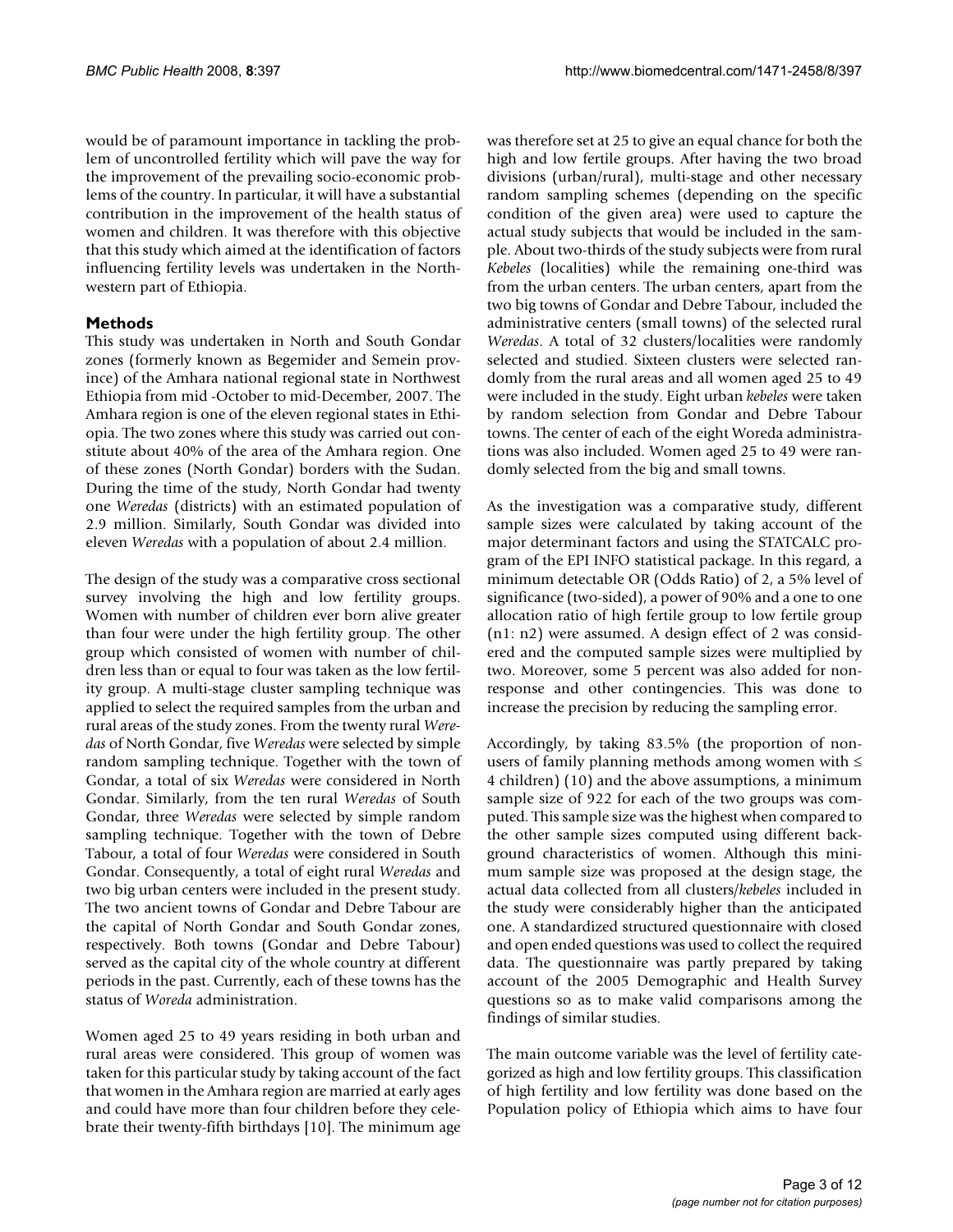would be of paramount importance in tackling the problem of uncontrolled fertility which will pave the way for the improvement of the prevailing socio-economic problems of the country. In particular, it will have a substantial contribution in the improvement of the health status of women and children. It was therefore with this objective that this study which aimed at the identification of factors influencing fertility levels was undertaken in the Northwestern part of Ethiopia.

## Methods

This study was undertaken in North and South Gondar zones (formerly known as Begemider and Semein province) of the Amhara national regional state in Northwest Ethiopia from mid -October to mid-December, 2007. The Amhara region is one of the eleven regional states in Ethiopia. The two zones where this study was carried out constitute about 40% of the area of the Amhara region. One of these zones (North Gondar) borders with the Sudan. During the time of the study, North Gondar had twenty one *Weredas* (districts) with an estimated population of 2.9 million. Similarly, South Gondar was divided into eleven *Weredas* with a population of about 2.4 million.

The design of the study was a comparative cross sectional survey involving the high and low fertility groups. Women with number of children ever born alive greater than four were under the high fertility group. The other group which consisted of women with number of children less than or equal to four was taken as the low fertility group. A multi-stage cluster sampling technique was applied to select the required samples from the urban and rural areas of the study zones. From the twenty rural *Weredas* of North Gondar, five *Weredas* were selected by simple random sampling technique. Together with the town of Gondar, a total of six *Weredas* were considered in North Gondar. Similarly, from the ten rural *Weredas* of South Gondar, three *Weredas* were selected by simple random sampling technique. Together with the town of Debre Tabour, a total of four *Weredas* were considered in South Gondar. Consequently, a total of eight rural *Weredas* and two big urban centers were included in the present study. The two ancient towns of Gondar and Debre Tabour are the capital of North Gondar and South Gondar zones, respectively. Both towns (Gondar and Debre Tabour) served as the capital city of the whole country at different periods in the past. Currently, each of these towns has the status of *Woreda* administration.

Women aged 25 to 49 years residing in both urban and rural areas were considered. This group of women was taken for this particular study by taking account of the fact that women in the Amhara region are married at early ages and could have more than four children before they celebrate their twenty-fifth birthdays [10]. The minimum age was therefore set at 25 to give an equal chance for both the high and low fertile groups. After having the two broad divisions (urban/rural), multi-stage and other necessary random sampling schemes (depending on the specific condition of the given area) were used to capture the actual study subjects that would be included in the sample. About two-thirds of the study subjects were from rural *Kebeles* (localities) while the remaining one-third was from the urban centers. The urban centers, apart from the two big towns of Gondar and Debre Tabour, included the administrative centers (small towns) of the selected rural *Weredas*. A total of 32 clusters/localities were randomly selected and studied. Sixteen clusters were selected randomly from the rural areas and all women aged 25 to 49 were included in the study. Eight urban *kebeles* were taken by random selection from Gondar and Debre Tabour towns. The center of each of the eight Woreda administrations was also included. Women aged 25 to 49 were randomly selected from the big and small towns.

As the investigation was a comparative study, different sample sizes were calculated by taking account of the major determinant factors and using the STATCALC program of the EPI INFO statistical package. In this regard, a minimum detectable OR (Odds Ratio) of 2, a 5% level of significance (two-sided), a power of 90% and a one to one allocation ratio of high fertile group to low fertile group (n1: n2) were assumed. A design effect of 2 was considered and the computed sample sizes were multiplied by two. Moreover, some 5 percent was also added for nonresponse and other contingencies. This was done to increase the precision by reducing the sampling error.

Accordingly, by taking 83.5% (the proportion of nonusers of family planning methods among women with ≤ 4 children) (10) and the above assumptions, a minimum sample size of 922 for each of the two groups was computed. This sample size was the highest when compared to the other sample sizes computed using different background characteristics of women. Although this minimum sample size was proposed at the design stage, the actual data collected from all clusters/*kebeles* included in the study were considerably higher than the anticipated one. A standardized structured questionnaire with closed and open ended questions was used to collect the required data. The questionnaire was partly prepared by taking account of the 2005 Demographic and Health Survey questions so as to make valid comparisons among the findings of similar studies.

The main outcome variable was the level of fertility categorized as high and low fertility groups. This classification of high fertility and low fertility was done based on the Population policy of Ethiopia which aims to have four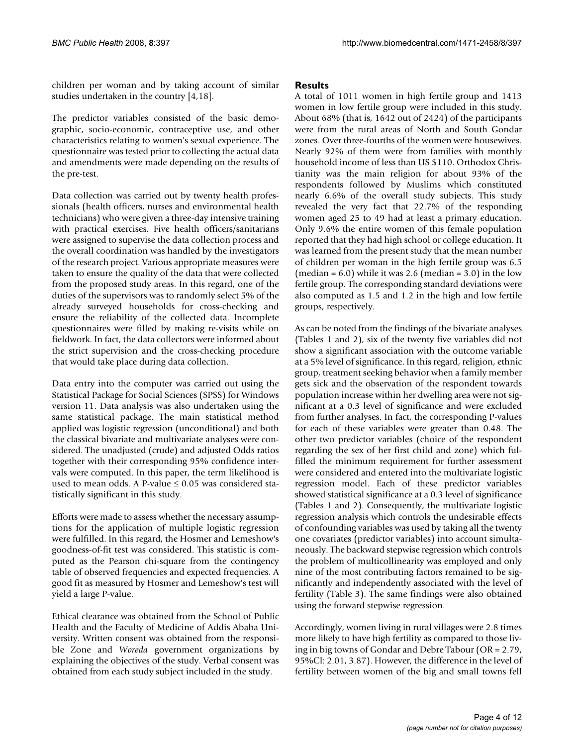children per woman and by taking account of similar studies undertaken in the country [4,18].

The predictor variables consisted of the basic demographic, socio-economic, contraceptive use, and other characteristics relating to women's sexual experience. The questionnaire was tested prior to collecting the actual data and amendments were made depending on the results of the pre-test.

Data collection was carried out by twenty health professionals (health officers, nurses and environmental health technicians) who were given a three-day intensive training with practical exercises. Five health officers/sanitarians were assigned to supervise the data collection process and the overall coordination was handled by the investigators of the research project. Various appropriate measures were taken to ensure the quality of the data that were collected from the proposed study areas. In this regard, one of the duties of the supervisors was to randomly select 5% of the already surveyed households for cross-checking and ensure the reliability of the collected data. Incomplete questionnaires were filled by making re-visits while on fieldwork. In fact, the data collectors were informed about the strict supervision and the cross-checking procedure that would take place during data collection.

Data entry into the computer was carried out using the Statistical Package for Social Sciences (SPSS) for Windows version 11. Data analysis was also undertaken using the same statistical package. The main statistical method applied was logistic regression (unconditional) and both the classical bivariate and multivariate analyses were considered. The unadjusted (crude) and adjusted Odds ratios together with their corresponding 95% confidence intervals were computed. In this paper, the term likelihood is used to mean odds. A P-value $\leq 0.05$ was considered statistically significant in this study.

Efforts were made to assess whether the necessary assumptions for the application of multiple logistic regression were fulfilled. In this regard, the Hosmer and Lemeshow's goodness-of-fit test was considered. This statistic is computed as the Pearson chi-square from the contingency table of observed frequencies and expected frequencies. A good fit as measured by Hosmer and Lemeshow's test will yield a large P-value.

Ethical clearance was obtained from the School of Public Health and the Faculty of Medicine of Addis Ababa University. Written consent was obtained from the responsible Zone and *Woreda* government organizations by explaining the objectives of the study. Verbal consent was obtained from each study subject included in the study.

## Results

A total of 1011 women in high fertile group and 1413 women in low fertile group were included in this study. About 68% (that is, 1642 out of 2424) of the participants were from the rural areas of North and South Gondar zones. Over three-fourths of the women were housewives. Nearly 92% of them were from families with monthly household income of less than US $110. Orthodox Christianity was the main religion for about 93% of the respondents followed by Muslims which constituted nearly 6.6% of the overall study subjects. This study revealed the very fact that 22.7% of the responding women aged 25 to 49 had at least a primary education. Only 9.6% the entire women of this female population reported that they had high school or college education. It was learned from the present study that the mean number of children per woman in the high fertile group was 6.5 (median = 6.0) while it was 2.6 (median = 3.0) in the low fertile group. The corresponding standard deviations were also computed as 1.5 and 1.2 in the high and low fertile groups, respectively.

As can be noted from the findings of the bivariate analyses (Tables 1 and 2), six of the twenty five variables did not show a significant association with the outcome variable at a 5% level of significance. In this regard, religion, ethnic group, treatment seeking behavior when a family member gets sick and the observation of the respondent towards population increase within her dwelling area were not significant at a 0.3 level of significance and were excluded from further analyses. In fact, the corresponding P-values for each of these variables were greater than 0.48. The other two predictor variables (choice of the respondent regarding the sex of her first child and zone) which fulfilled the minimum requirement for further assessment were considered and entered into the multivariate logistic regression model. Each of these predictor variables showed statistical significance at a 0.3 level of significance (Tables 1 and 2). Consequently, the multivariate logistic regression analysis which controls the undesirable effects of confounding variables was used by taking all the twenty one covariates (predictor variables) into account simultaneously. The backward stepwise regression which controls the problem of multicollinearity was employed and only nine of the most contributing factors remained to be significantly and independently associated with the level of fertility (Table 3). The same findings were also obtained using the forward stepwise regression.

Accordingly, women living in rural villages were 2.8 times more likely to have high fertility as compared to those living in big towns of Gondar and Debre Tabour (OR = 2.79, 95%CI: 2.01, 3.87). However, the difference in the level of fertility between women of the big and small towns fell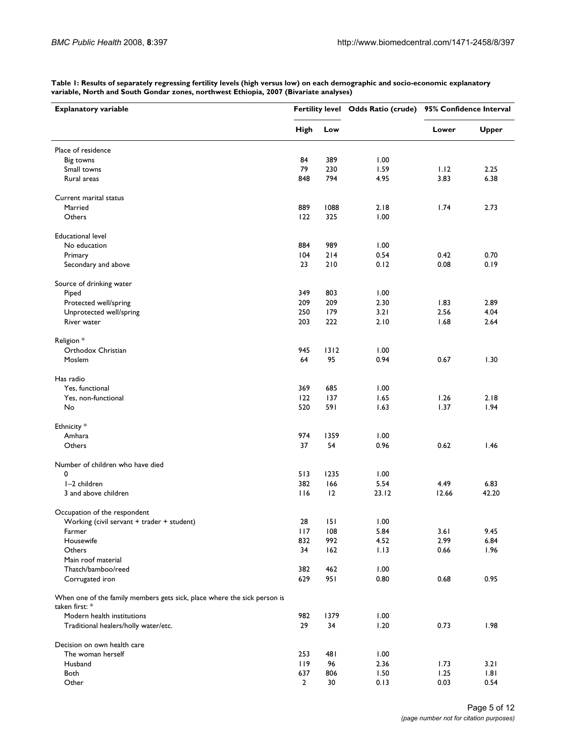**Table 1: Results of separately regressing fertility levels (high versus low) on each demographic and socio-economic explanatory variable, North and South Gondar zones, northwest Ethiopia, 2007 (Bivariate analyses)**

| Explanatory variable | Fertility level | | Odds Ratio (crude) | 95% Confidence Interval | |
|---|---|---|---|---|---|
| | High | Low | | Lower | Upper |
| Place of residence | | | | | |
| Big towns | 84 | 389 | 1.00 | | |
| Small towns | 79 | 230 | 1.59 | 1.12 | 2.25 |
| Rural areas | 848 | 794 | 4.95 | 3.83 | 6.38 |
| Current marital status | | | | | |
| Married | 889 | 1088 | 2.18 | 1.74 | 2.73 |
| Others | 122 | 325 | 1.00 | | |
| Educational level | | | | | |
| No education | 884 | 989 | 1.00 | | |
| Primary | 104 | 214 | 0.54 | 0.42 | 0.70 |
| Secondary and above | 23 | 210 | 0.12 | 0.08 | 0.19 |
| Source of drinking water | | | | | |
| Piped | 349 | 803 | 1.00 | | |
| Protected well/spring | 209 | 209 | 2.30 | 1.83 | 2.89 |
| Unprotected well/spring | 250 | 179 | 3.21 | 2.56 | 4.04 |
| River water | 203 | 222 | 2.10 | 1.68 | 2.64 |
| Religion * | | | | | |
| Orthodox Christian | 945 | 1312 | 1.00 | | |
| Moslem | 64 | 95 | 0.94 | 0.67 | 1.30 |
| Has radio | | | | | |
| Yes, functional | 369 | 685 | 1.00 | | |
| Yes, non-functional | 122 | 137 | 1.65 | 1.26 | 2.18 |
| No | 520 | 591 | 1.63 | 1.37 | 1.94 |
| Ethnicity * | | | | | |
| Amhara | 974 | 1359 | 1.00 | | |
| Others | 37 | 54 | 0.96 | 0.62 | 1.46 |
| Number of children who have died | | | | | |
| 0 | 513 | 1235 | 1.00 | | |
| 1–2 children | 382 | 166 | 5.54 | 4.49 | 6.83 |
| 3 and above children | 116 | 12 | 23.12 | 12.66 | 42.20 |
| Occupation of the respondent | | | | | |
| Working (civil servant + trader + student) | 28 | 151 | 1.00 | | |
| Farmer | 117 | 108 | 5.84 | 3.61 | 9.45 |
| Housewife | 832 | 992 | 4.52 | 2.99 | 6.84 |
| Others | 34 | 162 | 1.13 | 0.66 | 1.96 |
| Main roof material | | | | | |
| Thatch/bamboo/reed | 382 | 462 | 1.00 | | |
| Corrugated iron | 629 | 951 | 0.80 | 0.68 | 0.95 |
| When one of the family members gets sick, place where the sick person is taken first: * | | | | | |
| Modern health institutions | 982 | 1379 | 1.00 | | |
| Traditional healers/holly water/etc. | 29 | 34 | 1.20 | 0.73 | 1.98 |
| Decision on own health care | | | | | |
| The woman herself | 253 | 481 | 1.00 | | |
| Husband | 119 | 96 | 2.36 | 1.73 | 3.21 |
| Both | 637 | 806 | 1.50 | 1.25 | 1.81 |
| Other | 2 | 30 | 0.13 | 0.03 | 0.54 |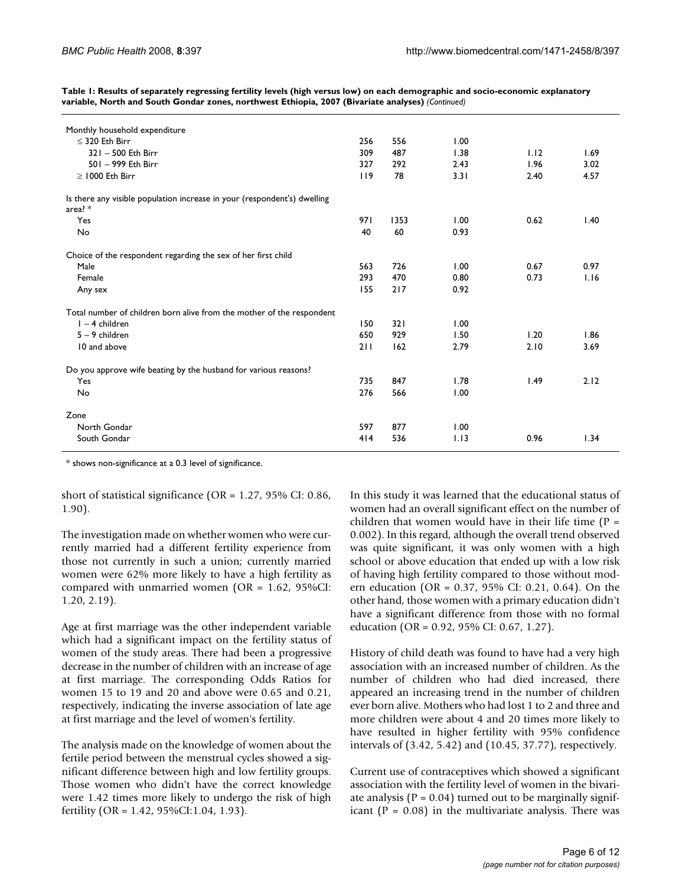**Table 1: Results of separately regressing fertility levels (high versus low) on each demographic and socio-economic explanatory variable, North and South Gondar zones, northwest Ethiopia, 2007 (Bivariate analyses)** *(Continued)*

| | | | | | |
|---|---|---|---|---|---|
| Monthly household expenditure | | | | | |
| ≤ 320 Eth Birr | 256 | 556 | 1.00 | | |
| 321 – 500 Eth Birr | 309 | 487 | 1.38 | 1.12 | 1.69 |
| 501 – 999 Eth Birr | 327 | 292 | 2.43 | 1.96 | 3.02 |
| ≥ 1000 Eth Birr | 119 | 78 | 3.31 | 2.40 | 4.57 |
| Is there any visible population increase in your (respondent's) dwelling area? * | | | | | |
| Yes | 971 | 1353 | 1.00 | 0.62 | 1.40 |
| No | 40 | 60 | 0.93 | | |
| Choice of the respondent regarding the sex of her first child | | | | | |
| Male | 563 | 726 | 1.00 | 0.67 | 0.97 |
| Female | 293 | 470 | 0.80 | 0.73 | 1.16 |
| Any sex | 155 | 217 | 0.92 | | |
| Total number of children born alive from the mother of the respondent | | | | | |
| 1 – 4 children | 150 | 321 | 1.00 | | |
| 5 – 9 children | 650 | 929 | 1.50 | 1.20 | 1.86 |
| 10 and above | 211 | 162 | 2.79 | 2.10 | 3.69 |
| Do you approve wife beating by the husband for various reasons? | | | | | |
| Yes | 735 | 847 | 1.78 | 1.49 | 2.12 |
| No | 276 | 566 | 1.00 | | |
| Zone | | | | | |
| North Gondar | 597 | 877 | 1.00 | | |
| South Gondar | 414 | 536 | 1.13 | 0.96 | 1.34 |

* shows non-significance at a 0.3 level of significance.

short of statistical significance (OR = 1.27, 95% CI: 0.86, 1.90).

The investigation made on whether women who were currently married had a different fertility experience from those not currently in such a union; currently married women were 62% more likely to have a high fertility as compared with unmarried women (OR = 1.62, 95%CI: 1.20, 2.19).

Age at first marriage was the other independent variable which had a significant impact on the fertility status of women of the study areas. There had been a progressive decrease in the number of children with an increase of age at first marriage. The corresponding Odds Ratios for women 15 to 19 and 20 and above were 0.65 and 0.21, respectively, indicating the inverse association of late age at first marriage and the level of women's fertility.

The analysis made on the knowledge of women about the fertile period between the menstrual cycles showed a significant difference between high and low fertility groups. Those women who didn't have the correct knowledge were 1.42 times more likely to undergo the risk of high fertility (OR = 1.42, 95%CI:1.04, 1.93).

In this study it was learned that the educational status of women had an overall significant effect on the number of children that women would have in their life time (P = 0.002). In this regard, although the overall trend observed was quite significant, it was only women with a high school or above education that ended up with a low risk of having high fertility compared to those without modern education (OR = 0.37, 95% CI: 0.21, 0.64). On the other hand, those women with a primary education didn't have a significant difference from those with no formal education (OR = 0.92, 95% CI: 0.67, 1.27).

History of child death was found to have had a very high association with an increased number of children. As the number of children who had died increased, there appeared an increasing trend in the number of children ever born alive. Mothers who had lost 1 to 2 and three and more children were about 4 and 20 times more likely to have resulted in higher fertility with 95% confidence intervals of (3.42, 5.42) and (10.45, 37.77), respectively.

Current use of contraceptives which showed a significant association with the fertility level of women in the bivariate analysis (P = 0.04) turned out to be marginally significant (P = 0.08) in the multivariate analysis. There was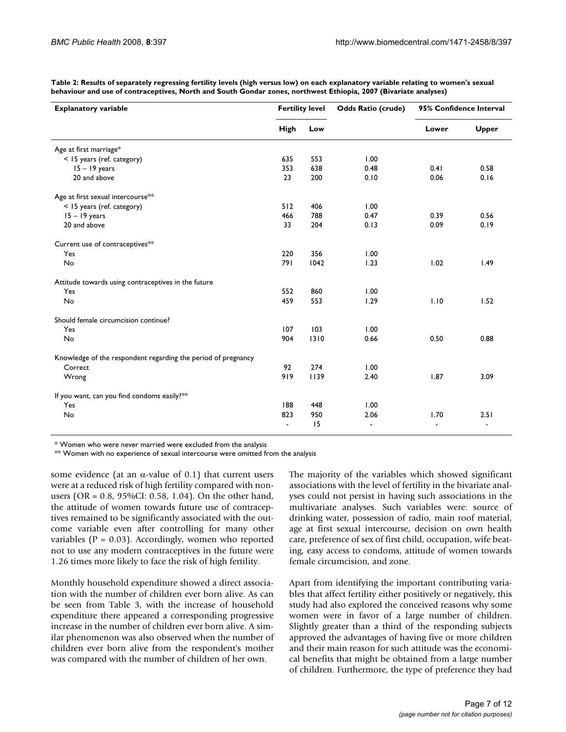**Table 2: Results of separately regressing fertility levels (high versus low) on each explanatory variable relating to women's sexual behaviour and use of contraceptives, North and South Gondar zones, northwest Ethiopia, 2007 (Bivariate analyses)**

| Explanatory variable | Fertility level | | Odds Ratio (crude) | 95% Confidence Interval | |
|---|---|---|---|---|---|
| | High | Low | | Lower | Upper |
| Age at first marriage* | | | | | |
| < 15 years (ref. category) | 635 | 553 | 1.00 | | |
| 15 – 19 years | 353 | 638 | 0.48 | 0.41 | 0.58 |
| 20 and above | 23 | 200 | 0.10 | 0.06 | 0.16 |
| Age at first sexual intercourse** | | | | | |
| < 15 years (ref. category) | 512 | 406 | 1.00 | | |
| 15 – 19 years | 466 | 788 | 0.47 | 0.39 | 0.56 |
| 20 and above | 33 | 204 | 0.13 | 0.09 | 0.19 |
| Current use of contraceptives** | | | | | |
| Yes | 220 | 356 | 1.00 | | |
| No | 791 | 1042 | 1.23 | 1.02 | 1.49 |
| Attitude towards using contraceptives in the future | | | | | |
| Yes | 552 | 860 | 1.00 | | |
| No | 459 | 553 | 1.29 | 1.10 | 1.52 |
| Should female circumcision continue? | | | | | |
| Yes | 107 | 103 | 1.00 | | |
| No | 904 | 1310 | 0.66 | 0.50 | 0.88 |
| Knowledge of the respondent regarding the period of pregnancy | | | | | |
| Correct | 92 | 274 | 1.00 | | |
| Wrong | 919 | 1139 | 2.40 | 1.87 | 3.09 |
| If you want, can you find condoms easily?** | | | | | |
| Yes | 188 | 448 | 1.00 | | |
| No | 823 | 950 | 2.06 | 1.70 | 2.51 |
| | - | 15 | - | - | - |

\* Women who were never married were excluded from the analysis

** Women with no experience of sexual intercourse were omitted from the analysis

some evidence (at an $\alpha$-value of 0.1) that current users were at a reduced risk of high fertility compared with non-users (OR = 0.8, 95%CI: 0.58, 1.04). On the other hand, the attitude of women towards future use of contraceptives remained to be significantly associated with the outcome variable even after controlling for many other variables (P = 0.03). Accordingly, women who reported not to use any modern contraceptives in the future were 1.26 times more likely to face the risk of high fertility.

Monthly household expenditure showed a direct association with the number of children ever born alive. As can be seen from Table 3, with the increase of household expenditure there appeared a corresponding progressive increase in the number of children ever born alive. A similar phenomenon was also observed when the number of children ever born alive from the respondent's mother was compared with the number of children of her own.

The majority of the variables which showed significant associations with the level of fertility in the bivariate analyses could not persist in having such associations in the multivariate analyses. Such variables were: source of drinking water, possession of radio, main roof material, age at first sexual intercourse, decision on own health care, preference of sex of first child, occupation, wife beating, easy access to condoms, attitude of women towards female circumcision, and zone.

Apart from identifying the important contributing variables that affect fertility either positively or negatively, this study had also explored the conceived reasons why some women were in favor of a large number of children. Slightly greater than a third of the responding subjects approved the advantages of having five or more children and their main reason for such attitude was the economical benefits that might be obtained from a large number of children. Furthermore, the type of preference they had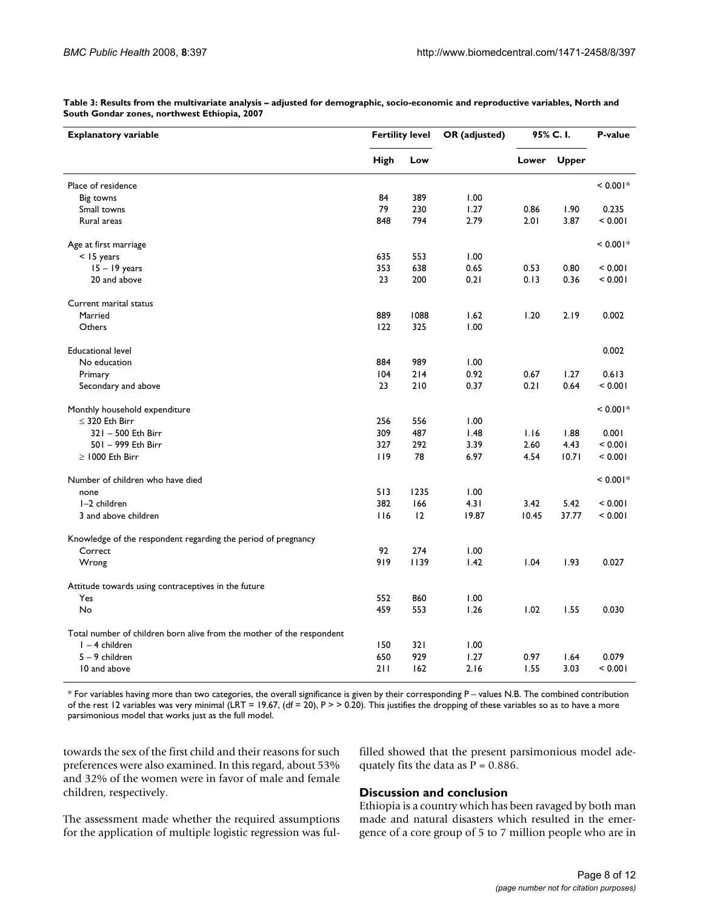**Table 3: Results from the multivariate analysis – adjusted for demographic, socio-economic and reproductive variables, North and South Gondar zones, northwest Ethiopia, 2007**

| Explanatory variable | Fertility level | | OR (adjusted) | 95% C. I. | | P-value |
|---|---|---|---|---|---|---|
| | High | Low | | Lower | Upper | |
| Place of residence | | | | | | < 0.001* |
| Big towns | 84 | 389 | 1.00 | | | |
| Small towns | 79 | 230 | 1.27 | 0.86 | 1.90 | 0.235 |
| Rural areas | 848 | 794 | 2.79 | 2.01 | 3.87 | < 0.001 |
| Age at first marriage | | | | | | < 0.001* |
| < 15 years | 635 | 553 | 1.00 | | | |
| 15 – 19 years | 353 | 638 | 0.65 | 0.53 | 0.80 | < 0.001 |
| 20 and above | 23 | 200 | 0.21 | 0.13 | 0.36 | < 0.001 |
| Current marital status | | | | | | |
| Married | 889 | 1088 | 1.62 | 1.20 | 2.19 | 0.002 |
| Others | 122 | 325 | 1.00 | | | |
| Educational level | | | | | | 0.002 |
| No education | 884 | 989 | 1.00 | | | |
| Primary | 104 | 214 | 0.92 | 0.67 | 1.27 | 0.613 |
| Secondary and above | 23 | 210 | 0.37 | 0.21 | 0.64 | < 0.001 |
| Monthly household expenditure | | | | | | < 0.001* |
| ≤ 320 Eth Birr | 256 | 556 | 1.00 | | | |
| 321 – 500 Eth Birr | 309 | 487 | 1.48 | 1.16 | 1.88 | 0.001 |
| 501 – 999 Eth Birr | 327 | 292 | 3.39 | 2.60 | 4.43 | < 0.001 |
| ≥ 1000 Eth Birr | 119 | 78 | 6.97 | 4.54 | 10.71 | < 0.001 |
| Number of children who have died | | | | | | < 0.001* |
| none | 513 | 1235 | 1.00 | | | |
| 1–2 children | 382 | 166 | 4.31 | 3.42 | 5.42 | < 0.001 |
| 3 and above children | 116 | 12 | 19.87 | 10.45 | 37.77 | < 0.001 |
| Knowledge of the respondent regarding the period of pregnancy | | | | | | |
| Correct | 92 | 274 | 1.00 | | | |
| Wrong | 919 | 1139 | 1.42 | 1.04 | 1.93 | 0.027 |
| Attitude towards using contraceptives in the future | | | | | | |
| Yes | 552 | 860 | 1.00 | | | |
| No | 459 | 553 | 1.26 | 1.02 | 1.55 | 0.030 |
| Total number of children born alive from the mother of the respondent | | | | | | |
| 1 – 4 children | 150 | 321 | 1.00 | | | |
| 5 – 9 children | 650 | 929 | 1.27 | 0.97 | 1.64 | 0.079 |
| 10 and above | 211 | 162 | 2.16 | 1.55 | 3.03 | < 0.001 |

* For variables having more than two categories, the overall significance is given by their corresponding P – values N.B. The combined contribution of the rest 12 variables was very minimal (LRT = 19.67, (df = 20), P > > 0.20). This justifies the dropping of these variables so as to have a more parsimonious model that works just as the full model.

towards the sex of the first child and their reasons for such preferences were also examined. In this regard, about 53% and 32% of the women were in favor of male and female children, respectively.

The assessment made whether the required assumptions for the application of multiple logistic regression was fulfilled showed that the present parsimonious model adequately fits the data as P = 0.886.

## Discussion and conclusion

Ethiopia is a country which has been ravaged by both man made and natural disasters which resulted in the emergence of a core group of 5 to 7 million people who are in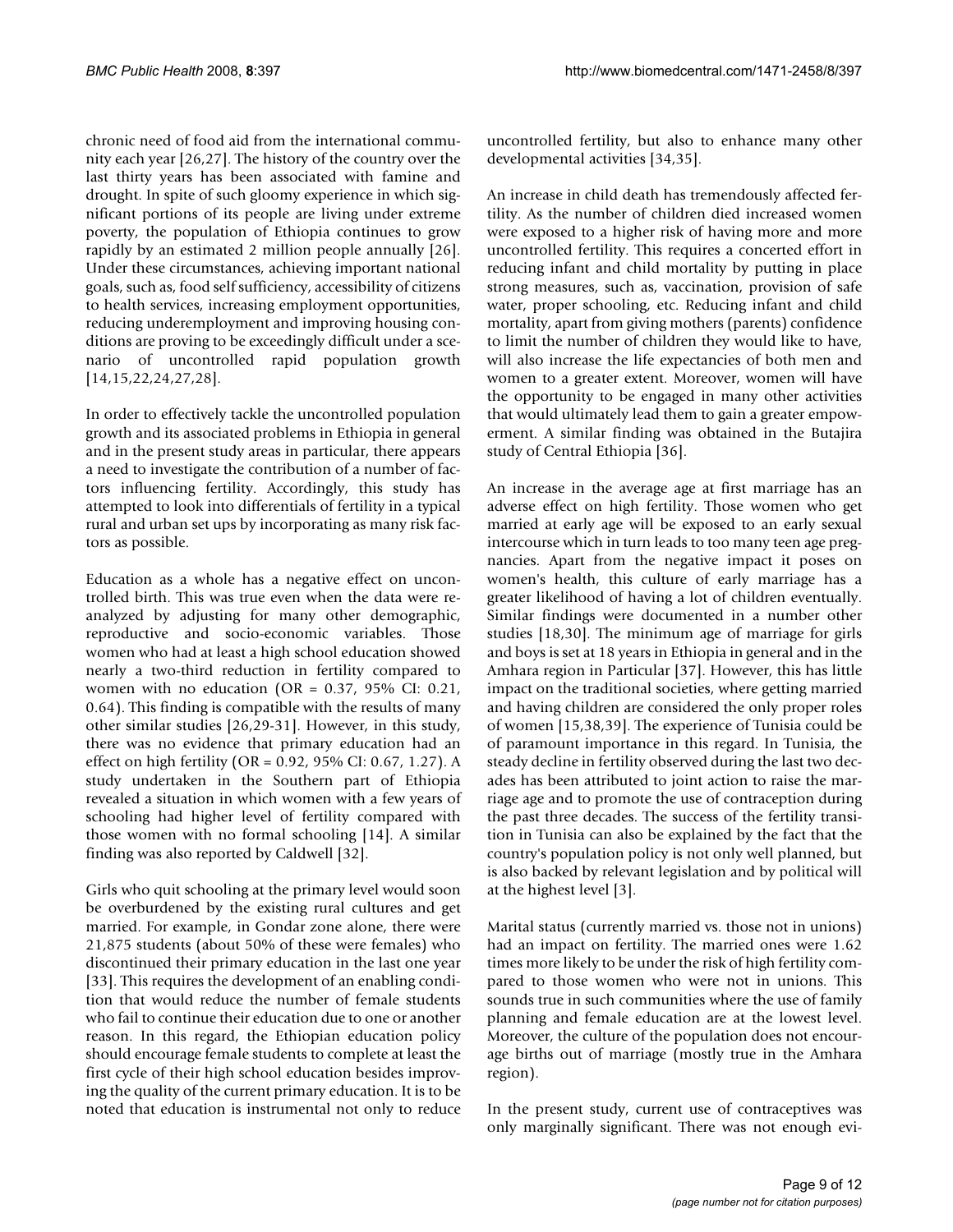chronic need of food aid from the international community each year [26,27]. The history of the country over the last thirty years has been associated with famine and drought. In spite of such gloomy experience in which significant portions of its people are living under extreme poverty, the population of Ethiopia continues to grow rapidly by an estimated 2 million people annually [26]. Under these circumstances, achieving important national goals, such as, food self sufficiency, accessibility of citizens to health services, increasing employment opportunities, reducing underemployment and improving housing conditions are proving to be exceedingly difficult under a scenario of uncontrolled rapid population growth [14,15,22,24,27,28].

In order to effectively tackle the uncontrolled population growth and its associated problems in Ethiopia in general and in the present study areas in particular, there appears a need to investigate the contribution of a number of factors influencing fertility. Accordingly, this study has attempted to look into differentials of fertility in a typical rural and urban set ups by incorporating as many risk factors as possible.

Education as a whole has a negative effect on uncontrolled birth. This was true even when the data were re-analyzed by adjusting for many other demographic, reproductive and socio-economic variables. Those women who had at least a high school education showed nearly a two-third reduction in fertility compared to women with no education (OR = 0.37, 95% CI: 0.21, 0.64). This finding is compatible with the results of many other similar studies [26,29-31]. However, in this study, there was no evidence that primary education had an effect on high fertility (OR = 0.92, 95% CI: 0.67, 1.27). A study undertaken in the Southern part of Ethiopia revealed a situation in which women with a few years of schooling had higher level of fertility compared with those women with no formal schooling [14]. A similar finding was also reported by Caldwell [32].

Girls who quit schooling at the primary level would soon be overburdened by the existing rural cultures and get married. For example, in Gondar zone alone, there were 21,875 students (about 50% of these were females) who discontinued their primary education in the last one year [33]. This requires the development of an enabling condition that would reduce the number of female students who fail to continue their education due to one or another reason. In this regard, the Ethiopian education policy should encourage female students to complete at least the first cycle of their high school education besides improving the quality of the current primary education. It is to be noted that education is instrumental not only to reduce uncontrolled fertility, but also to enhance many other developmental activities [34,35].

An increase in child death has tremendously affected fertility. As the number of children died increased women were exposed to a higher risk of having more and more uncontrolled fertility. This requires a concerted effort in reducing infant and child mortality by putting in place strong measures, such as, vaccination, provision of safe water, proper schooling, etc. Reducing infant and child mortality, apart from giving mothers (parents) confidence to limit the number of children they would like to have, will also increase the life expectancies of both men and women to a greater extent. Moreover, women will have the opportunity to be engaged in many other activities that would ultimately lead them to gain a greater empowerment. A similar finding was obtained in the Butajira study of Central Ethiopia [36].

An increase in the average age at first marriage has an adverse effect on high fertility. Those women who get married at early age will be exposed to an early sexual intercourse which in turn leads to too many teen age pregnancies. Apart from the negative impact it poses on women's health, this culture of early marriage has a greater likelihood of having a lot of children eventually. Similar findings were documented in a number other studies [18,30]. The minimum age of marriage for girls and boys is set at 18 years in Ethiopia in general and in the Amhara region in Particular [37]. However, this has little impact on the traditional societies, where getting married and having children are considered the only proper roles of women [15,38,39]. The experience of Tunisia could be of paramount importance in this regard. In Tunisia, the steady decline in fertility observed during the last two decades has been attributed to joint action to raise the marriage age and to promote the use of contraception during the past three decades. The success of the fertility transition in Tunisia can also be explained by the fact that the country's population policy is not only well planned, but is also backed by relevant legislation and by political will at the highest level [3].

Marital status (currently married vs. those not in unions) had an impact on fertility. The married ones were 1.62 times more likely to be under the risk of high fertility compared to those women who were not in unions. This sounds true in such communities where the use of family planning and female education are at the lowest level. Moreover, the culture of the population does not encourage births out of marriage (mostly true in the Amhara region).

In the present study, current use of contraceptives was only marginally significant. There was not enough evi-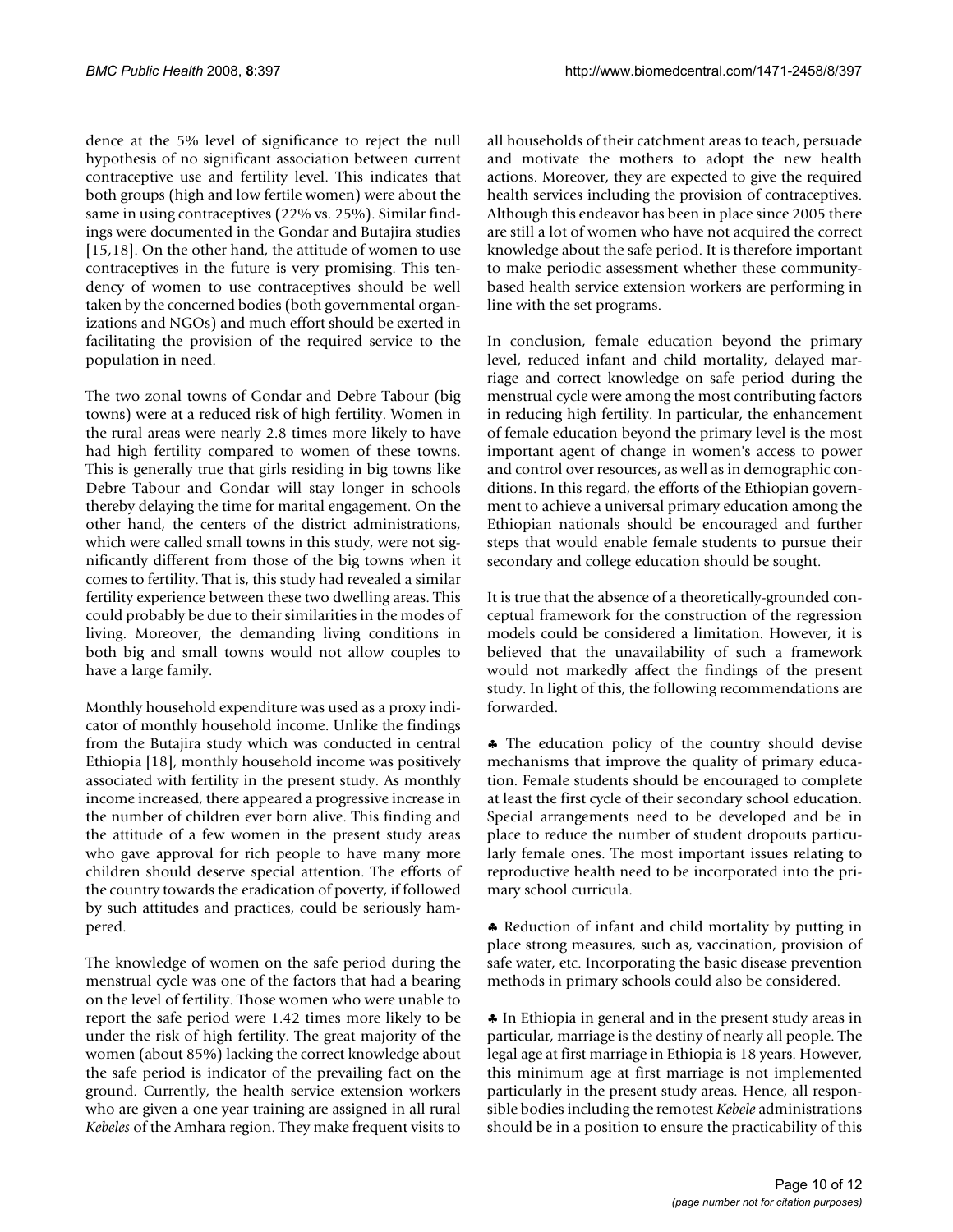dence at the 5% level of significance to reject the null hypothesis of no significant association between current contraceptive use and fertility level. This indicates that both groups (high and low fertile women) were about the same in using contraceptives (22% vs. 25%). Similar findings were documented in the Gondar and Butajira studies [15,18]. On the other hand, the attitude of women to use contraceptives in the future is very promising. This tendency of women to use contraceptives should be well taken by the concerned bodies (both governmental organizations and NGOs) and much effort should be exerted in facilitating the provision of the required service to the population in need.

The two zonal towns of Gondar and Debre Tabour (big towns) were at a reduced risk of high fertility. Women in the rural areas were nearly 2.8 times more likely to have had high fertility compared to women of these towns. This is generally true that girls residing in big towns like Debre Tabour and Gondar will stay longer in schools thereby delaying the time for marital engagement. On the other hand, the centers of the district administrations, which were called small towns in this study, were not significantly different from those of the big towns when it comes to fertility. That is, this study had revealed a similar fertility experience between these two dwelling areas. This could probably be due to their similarities in the modes of living. Moreover, the demanding living conditions in both big and small towns would not allow couples to have a large family.

Monthly household expenditure was used as a proxy indicator of monthly household income. Unlike the findings from the Butajira study which was conducted in central Ethiopia [18], monthly household income was positively associated with fertility in the present study. As monthly income increased, there appeared a progressive increase in the number of children ever born alive. This finding and the attitude of a few women in the present study areas who gave approval for rich people to have many more children should deserve special attention. The efforts of the country towards the eradication of poverty, if followed by such attitudes and practices, could be seriously hampered.

The knowledge of women on the safe period during the menstrual cycle was one of the factors that had a bearing on the level of fertility. Those women who were unable to report the safe period were 1.42 times more likely to be under the risk of high fertility. The great majority of the women (about 85%) lacking the correct knowledge about the safe period is indicator of the prevailing fact on the ground. Currently, the health service extension workers who are given a one year training are assigned in all rural *Kebeles* of the Amhara region. They make frequent visits to all households of their catchment areas to teach, persuade and motivate the mothers to adopt the new health actions. Moreover, they are expected to give the required health services including the provision of contraceptives. Although this endeavor has been in place since 2005 there are still a lot of women who have not acquired the correct knowledge about the safe period. It is therefore important to make periodic assessment whether these community-based health service extension workers are performing in line with the set programs.

In conclusion, female education beyond the primary level, reduced infant and child mortality, delayed marriage and correct knowledge on safe period during the menstrual cycle were among the most contributing factors in reducing high fertility. In particular, the enhancement of female education beyond the primary level is the most important agent of change in women's access to power and control over resources, as well as in demographic conditions. In this regard, the efforts of the Ethiopian government to achieve a universal primary education among the Ethiopian nationals should be encouraged and further steps that would enable female students to pursue their secondary and college education should be sought.

It is true that the absence of a theoretically-grounded conceptual framework for the construction of the regression models could be considered a limitation. However, it is believed that the unavailability of such a framework would not markedly affect the findings of the present study. In light of this, the following recommendations are forwarded.

♣ The education policy of the country should devise mechanisms that improve the quality of primary education. Female students should be encouraged to complete at least the first cycle of their secondary school education. Special arrangements need to be developed and be in place to reduce the number of student dropouts particularly female ones. The most important issues relating to reproductive health need to be incorporated into the primary school curricula.

♣ Reduction of infant and child mortality by putting in place strong measures, such as, vaccination, provision of safe water, etc. Incorporating the basic disease prevention methods in primary schools could also be considered.

♣ In Ethiopia in general and in the present study areas in particular, marriage is the destiny of nearly all people. The legal age at first marriage in Ethiopia is 18 years. However, this minimum age at first marriage is not implemented particularly in the present study areas. Hence, all responsible bodies including the remotest *Kebele* administrations should be in a position to ensure the practicability of this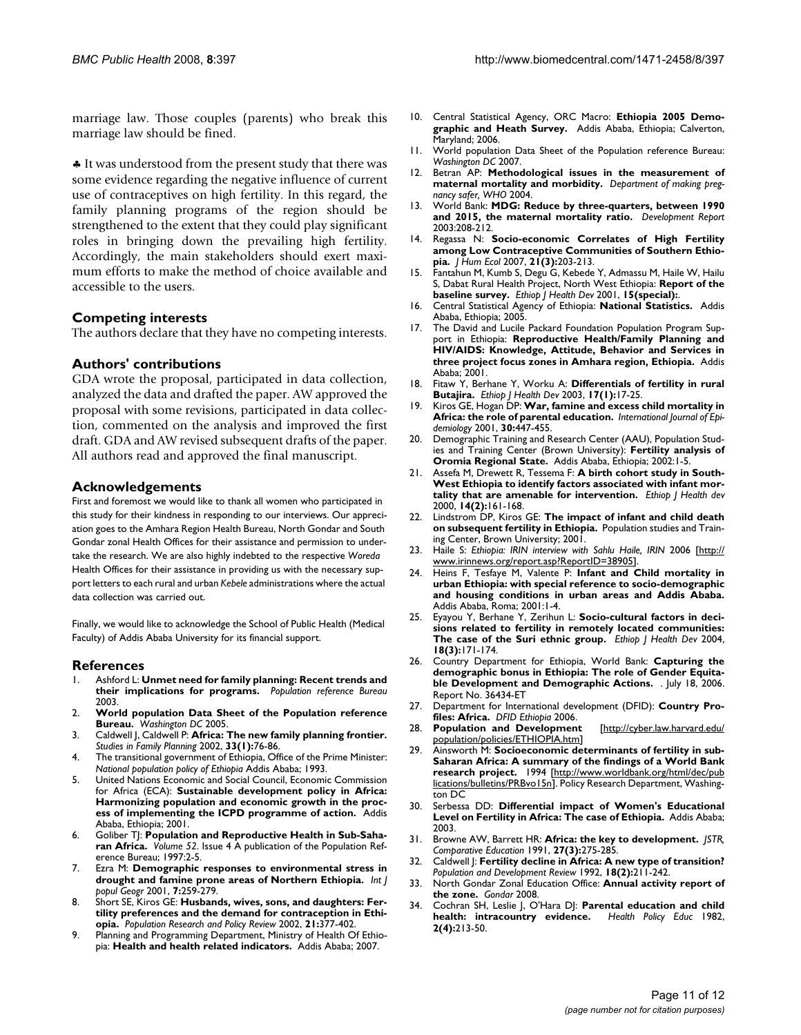marriage law. Those couples (parents) who break this marriage law should be fined.

♣ It was understood from the present study that there was some evidence regarding the negative influence of current use of contraceptives on high fertility. In this regard, the family planning programs of the region should be strengthened to the extent that they could play significant roles in bringing down the prevailing high fertility. Accordingly, the main stakeholders should exert maximum efforts to make the method of choice available and accessible to the users.

## Competing interests

The authors declare that they have no competing interests.

## Authors' contributions

GDA wrote the proposal, participated in data collection, analyzed the data and drafted the paper. AW approved the proposal with some revisions, participated in data collection, commented on the analysis and improved the first draft. GDA and AW revised subsequent drafts of the paper. All authors read and approved the final manuscript.

## Acknowledgements

First and foremost we would like to thank all women who participated in this study for their kindness in responding to our interviews. Our appreciation goes to the Amhara Region Health Bureau, North Gondar and South Gondar zonal Health Offices for their assistance and permission to undertake the research. We are also highly indebted to the respective *Woreda* Health Offices for their assistance in providing us with the necessary support letters to each rural and urban *Kebele* administrations where the actual data collection was carried out.

Finally, we would like to acknowledge the School of Public Health (Medical Faculty) of Addis Ababa University for its financial support.

## References

1. Ashford L: **Unmet need for family planning: Recent trends and their implications for programs.** *Population reference Bureau* 2003.
2. **World population Data Sheet of the Population reference Bureau.** *Washington DC* 2005.
3. Caldwell J, Caldwell P: **Africa: The new family planning frontier.** *Studies in Family Planning* 2002, **33(1)**:76-86.
4. The transitional government of Ethiopia, Office of the Prime Minister: *National population policy of Ethiopia* Addis Ababa; 1993.
5. United Nations Economic and Social Council, Economic Commission for Africa (ECA): **Sustainable development policy in Africa: Harmonizing population and economic growth in the process of implementing the ICPD programme of action.** Addis Ababa, Ethiopia; 2001.
6. Goliber TJ: **Population and Reproductive Health in Sub-Saharan Africa.** *Volume 52*. Issue 4 A publication of the Population Reference Bureau; 1997:2-5.
7. Ezra M: **Demographic responses to environmental stress in drought and famine prone areas of Northern Ethiopia.** *Int J popul Geogr* 2001, **7**:259-279.
8. Short SE, Kiros GE: **Husbands, wives, sons, and daughters: Fertility preferences and the demand for contraception in Ethiopia.** *Population Research and Policy Review* 2002, **21**:377-402.
9. Planning and Programming Department, Ministry of Health Of Ethiopia: **Health and health related indicators.** Addis Ababa; 2007.
10. Central Statistical Agency, ORC Macro: **Ethiopia 2005 Demographic and Heath Survey.** Addis Ababa, Ethiopia; Calverton, Maryland; 2006.
11. World population Data Sheet of the Population reference Bureau: *Washington DC* 2007.
12. Betran AP: **Methodological issues in the measurement of maternal mortality and morbidity.** *Department of making pregnancy safer, WHO* 2004.
13. World Bank: **MDG: Reduce by three-quarters, between 1990 and 2015, the maternal mortality ratio.** *Development Report* 2003:208-212.
14. Regassa N: **Socio-economic Correlates of High Fertility among Low Contraceptive Communities of Southern Ethiopia.** *J Hum Ecol* 2007, **21(3)**:203-213.
15. Fantahun M, Kumb S, Degu G, Kebede Y, Admassu M, Haile W, Hailu S, Dabat Rural Health Project, North West Ethiopia: **Report of the baseline survey.** *Ethiop J Health Dev* 2001, **15(special)**:.
16. Central Statistical Agency of Ethiopia: **National Statistics.** Addis Ababa, Ethiopia; 2005.
17. The David and Lucile Packard Foundation Population Program Support in Ethiopia: **Reproductive Health/Family Planning and HIV/AIDS: Knowledge, Attitude, Behavior and Services in three project focus zones in Amhara region, Ethiopia.** Addis Ababa; 2001.
18. Fitaw Y, Berhane Y, Worku A: **Differentials of fertility in rural Butajira.** *Ethiop J Health Dev* 2003, **17(1)**:17-25.
19. Kiros GE, Hogan DP: **War, famine and excess child mortality in Africa: the role of parental education.** *International Journal of Epidemiology* 2001, **30**:447-455.
20. Demographic Training and Research Center (AAU), Population Studies and Training Center (Brown University): **Fertility analysis of Oromia Regional State.** Addis Ababa, Ethiopia; 2002:1-5.
21. Assefa M, Drewett R, Tessema F: **A birth cohort study in South-West Ethiopia to identify factors associated with infant mortality that are amenable for intervention.** *Ethiop J Health dev* 2000, **14(2)**:161-168.
22. Lindstrom DP, Kiros GE: **The impact of infant and child death on subsequent fertility in Ethiopia.** Population studies and Training Center, Brown University; 2001.
23. Haile S: *Ethiopia: IRIN interview with Sahlu Haile, IRIN* 2006 [http://www.irinnews.org/report.asp?ReportID=38905].
24. Heins F, Tesfaye M, Valente P: **Infant and Child mortality in urban Ethiopia: with special reference to socio-demographic and housing conditions in urban areas and Addis Ababa.** Addis Ababa, Roma; 2001:1-4.
25. Eyayou Y, Berhane Y, Zerihun L: **Socio-cultural factors in decisions related to fertility in remotely located communities: The case of the Suri ethnic group.** *Ethiop J Health Dev* 2004, **18(3)**:171-174.
26. Country Department for Ethiopia, World Bank: **Capturing the demographic bonus in Ethiopia: The role of Gender Equitable Development and Demographic Actions.** . July 18, 2006. Report No. 36434-ET
27. Department for International development (DFID): **Country Profiles: Africa.** *DFID Ethiopia* 2006.
28. **Population and Development** [http://cyber.law.harvard.edu/population/policies/ETHIOPIA.htm]
29. Ainsworth M: **Socioeconomic determinants of fertility in sub-Saharan Africa: A summary of the findings of a World Bank research project.** 1994 [http://www.worldbank.org/html/dec/publications/bulletins/PRBvo15n]. Policy Research Department, Washington DC
30. Serbessa DD: **Differential impact of Women's Educational Level on Fertility in Africa: The case of Ethiopia.** Addis Ababa; 2003.
31. Browne AW, Barrett HR: **Africa: the key to development.** *JSTR, Comparative Education* 1991, **27(3)**:275-285.
32. Caldwell J: **Fertility decline in Africa: A new type of transition?** *Population and Development Review* 1992, **18(2)**:211-242.
33. North Gondar Zonal Education Office: **Annual activity report of the zone.** *Gondar* 2008.
34. Cochran SH, Leslie J, O'Hara DJ: **Parental education and child health: intracountry evidence.** *Health Policy Educ* 1982, **2(4)**:213-50.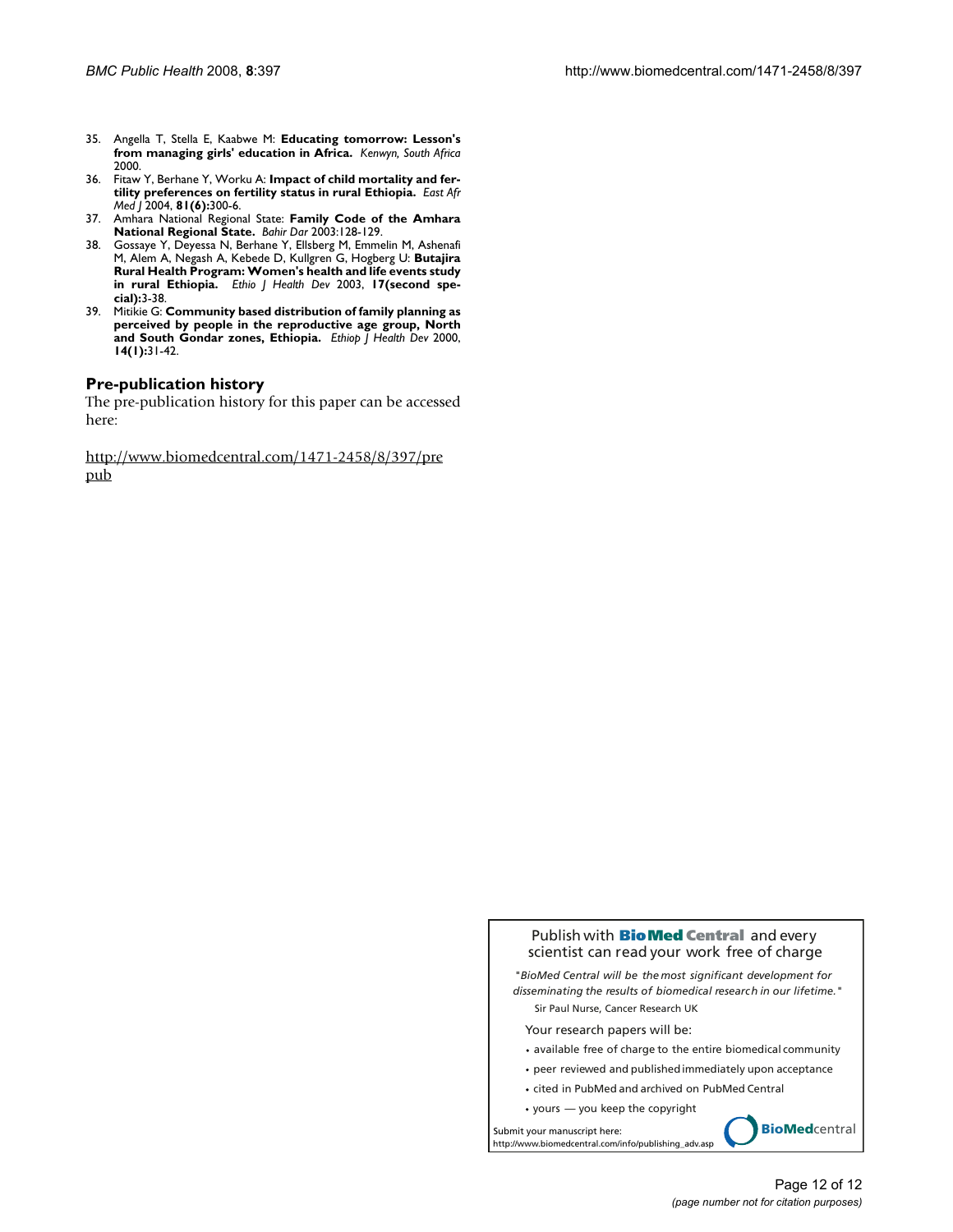35. Angella T, Stella E, Kaabwe M: **Educating tomorrow: Lesson's from managing girls' education in Africa.** *Kenwyn, South Africa* 2000.
36. Fitaw Y, Berhane Y, Worku A: **Impact of child mortality and fertility preferences on fertility status in rural Ethiopia.** *East Afr Med J* 2004, **81(6):**300-6.
37. Amhara National Regional State: **Family Code of the Amhara National Regional State.** *Bahir Dar* 2003:128-129.
38. Gossaye Y, Deyessa N, Berhane Y, Ellsberg M, Emmelin M, Ashenafi M, Alem A, Negash A, Kebede D, Kullgren G, Hogberg U: **Butajira Rural Health Program: Women's health and life events study in rural Ethiopia.** *Ethio J Health Dev* 2003, **17(second special):**3-38.
39. Mitikie G: **Community based distribution of family planning as perceived by people in the reproductive age group, North and South Gondar zones, Ethiopia.** *Ethiop J Health Dev* 2000, **14(1):**31-42.

## Pre-publication history

The pre-publication history for this paper can be accessed here:

http://www.biomedcentral.com/1471-2458/8/397/prepub

Publish with **BioMed Central** and every scientist can read your work free of charge

*"BioMed Central will be the most significant development for disseminating the results of biomedical research in our lifetime."*

Sir Paul Nurse, Cancer Research UK

Your research papers will be:

- available free of charge to the entire biomedical community
- peer reviewed and published immediately upon acceptance
- cited in PubMed and archived on PubMed Central
- yours — you keep the copyright

Submit your manuscript here:
http://www.biomedcentral.com/info/publishing_adv.asp

**BioMed**central